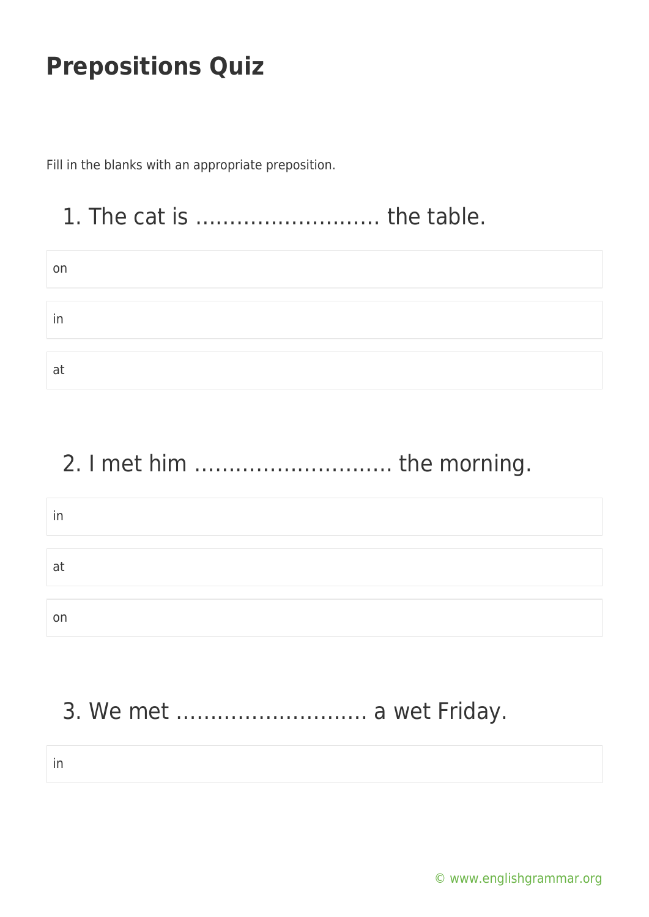# Prepositions Quiz

Fill in the blanks with an appropriate preposition.

## 1. The cat is ……………………… the table.

- on
- in
- at

## 2. I met him ……………………….. the morning.

- in
- at
- on

## 3. We met ……………………… a wet Friday.

- in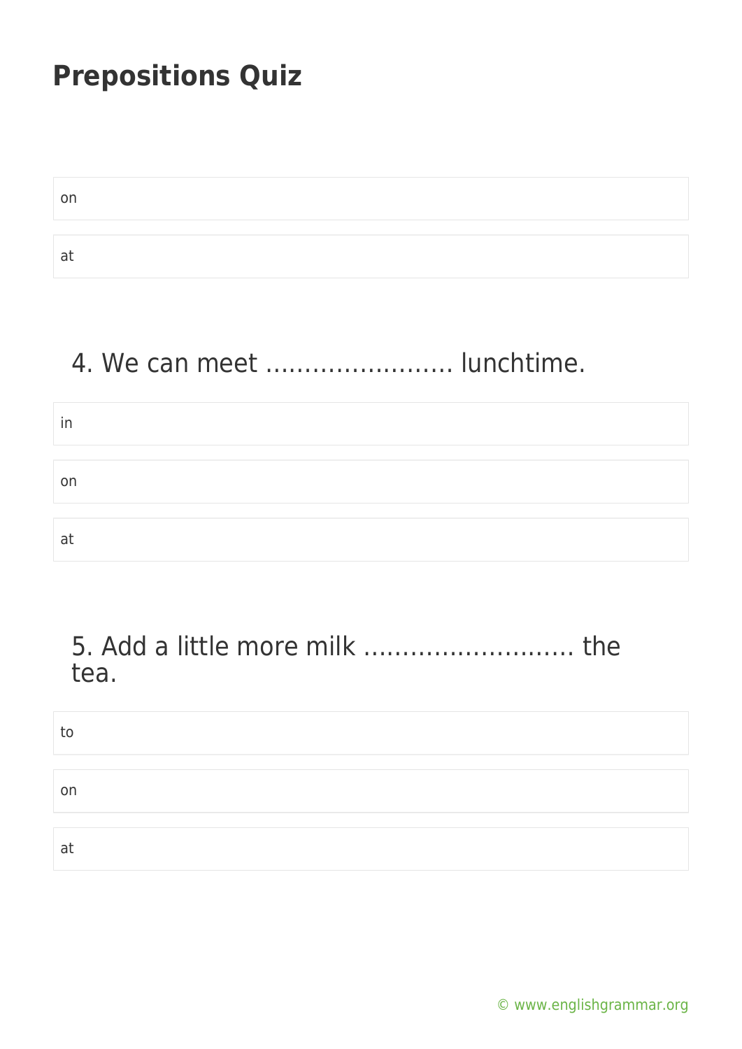# Prepositions Quiz

- on
- at

## 4. We can meet …………………… lunchtime.

- in
- on
- at

## 5. Add a little more milk ……………………… the tea.

- to
- on
- at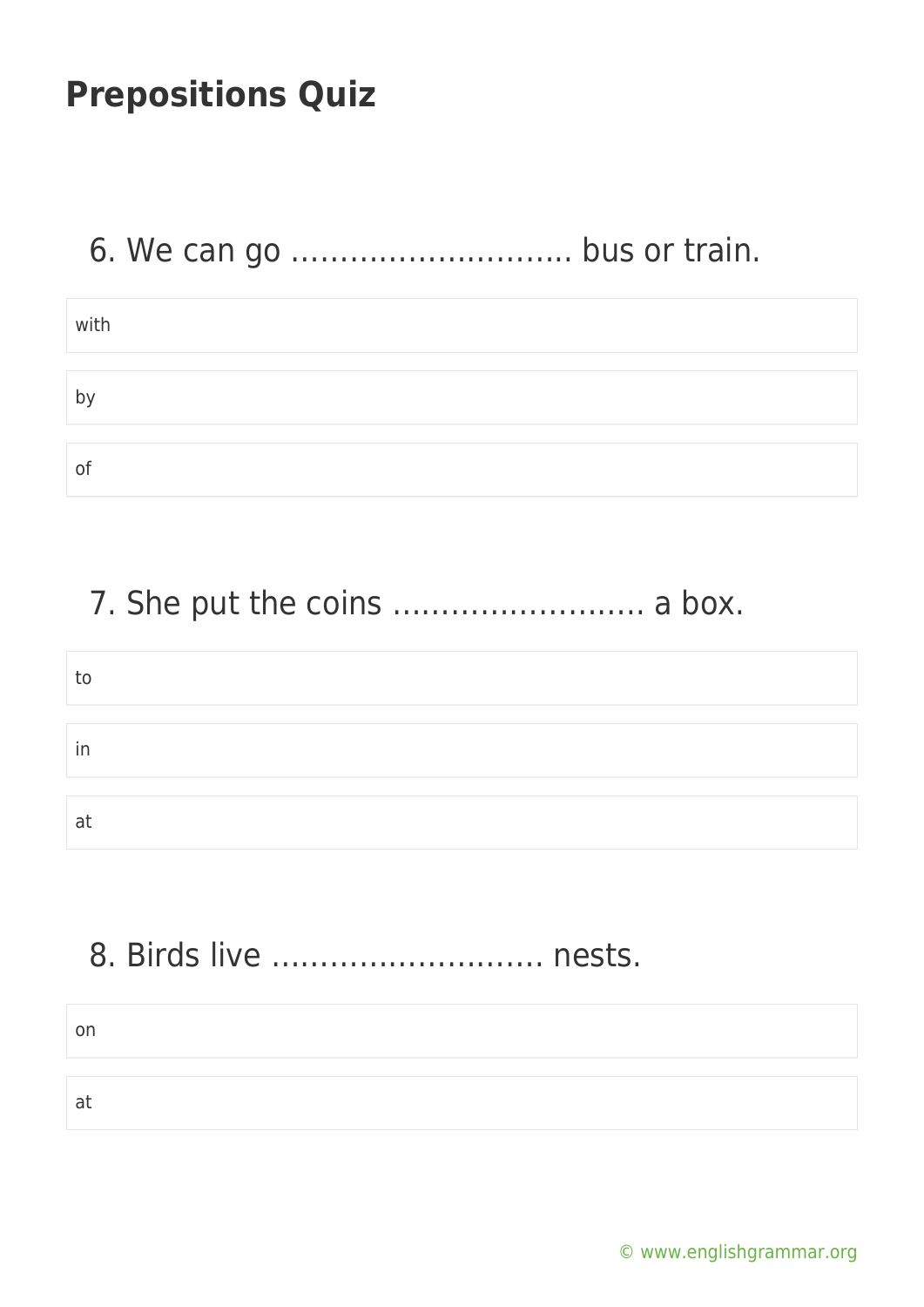# Prepositions Quiz

6. We can go ……………………….. bus or train.

- with
- by
- of

7. She put the coins …………………….. a box.

- to
- in
- at

8. Birds live ………………………. nests.

- on
- at

© www.englishgrammar.org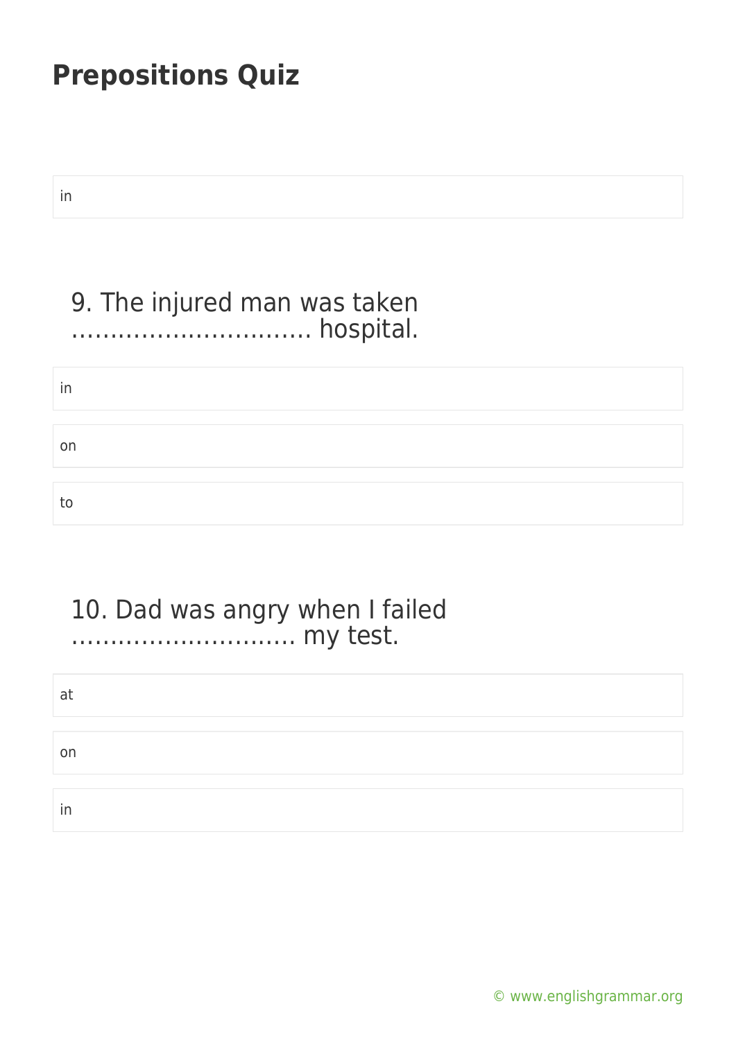## Prepositions Quiz

in

### 9. The injured man was taken …………………………. hospital.

in

on

to

### 10. Dad was angry when I failed ………………………. my test.

at

on

in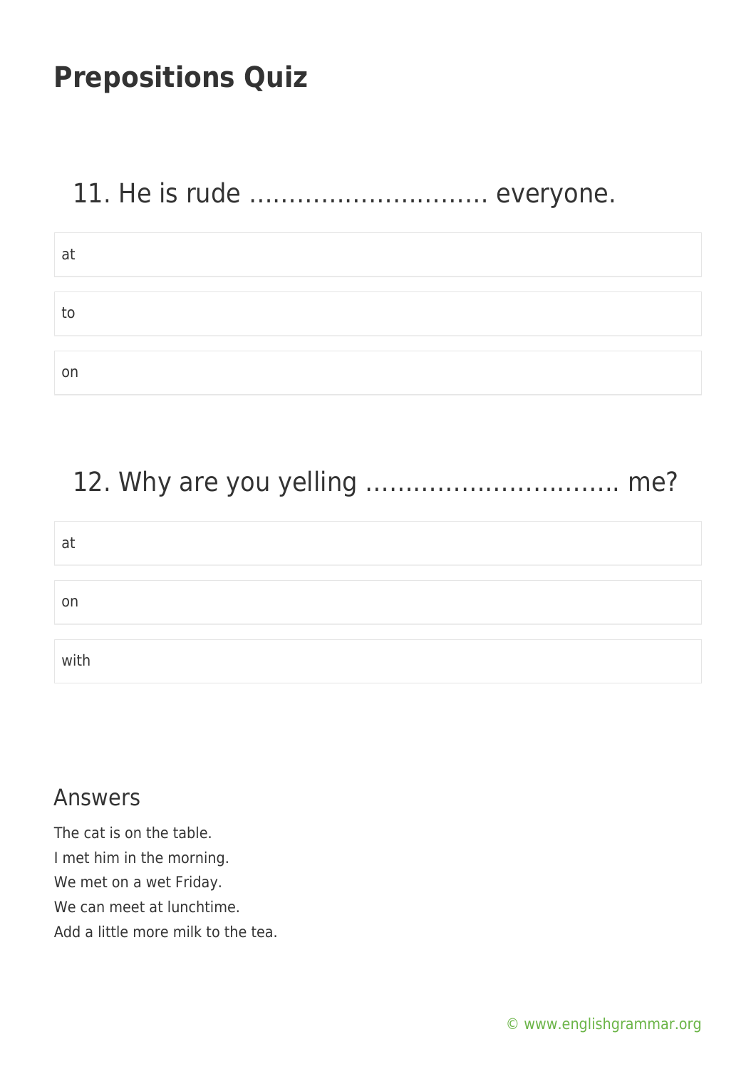# Prepositions Quiz

## 11. He is rude ………………………… everyone.

- at
- to
- on

## 12. Why are you yelling ………………………….. me?

- at
- on
- with

## Answers

The cat is on the table.
I met him in the morning.
We met on a wet Friday.
We can meet at lunchtime.
Add a little more milk to the tea.

© www.englishgrammar.org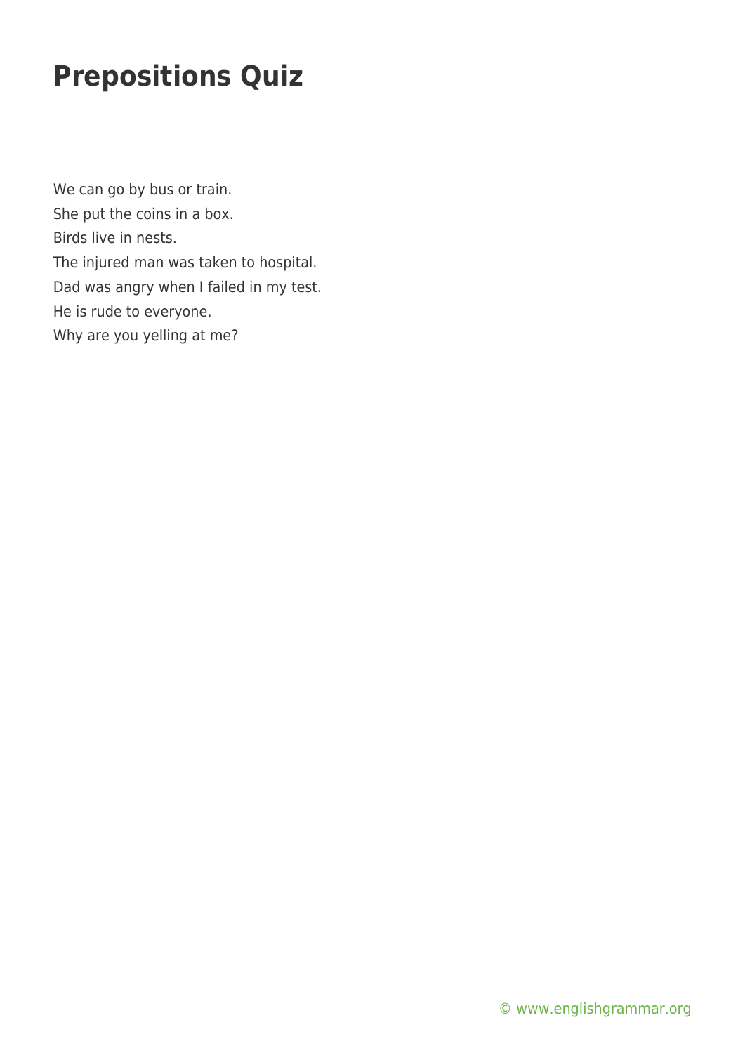# Prepositions Quiz

We can go by bus or train.
She put the coins in a box.
Birds live in nests.
The injured man was taken to hospital.
Dad was angry when I failed in my test.
He is rude to everyone.
Why are you yelling at me?